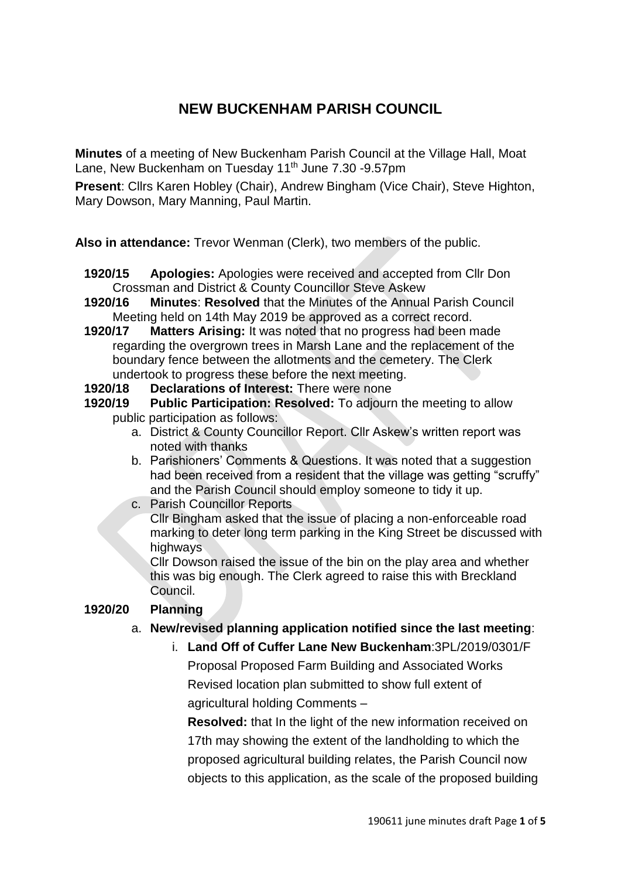# NEW BUCKENHAM PARISH COUNCIL

**Minutes** of a meeting of New Buckenham Parish Council at the Village Hall, Moat Lane, New Buckenham on Tuesday 11th June 7.30 -9.57pm

**Present**: Cllrs Karen Hobley (Chair), Andrew Bingham (Vice Chair), Steve Highton, Mary Dowson, Mary Manning, Paul Martin.

**Also in attendance:** Trevor Wenman (Clerk), two members of the public.

**1920/15 Apologies:** Apologies were received and accepted from Cllr Don Crossman and District & County Councillor Steve Askew

**1920/16 Minutes**: **Resolved** that the Minutes of the Annual Parish Council Meeting held on 14th May 2019 be approved as a correct record.

**1920/17 Matters Arising:** It was noted that no progress had been made regarding the overgrown trees in Marsh Lane and the replacement of the boundary fence between the allotments and the cemetery. The Clerk undertook to progress these before the next meeting.

**1920/18 Declarations of Interest:** There were none

**1920/19 Public Participation: Resolved:** To adjourn the meeting to allow public participation as follows:

a. District & County Councillor Report. Cllr Askew's written report was noted with thanks
b. Parishioners' Comments & Questions. It was noted that a suggestion had been received from a resident that the village was getting "scruffy" and the Parish Council should employ someone to tidy it up.
c. Parish Councillor Reports
   Cllr Bingham asked that the issue of placing a non-enforceable road marking to deter long term parking in the King Street be discussed with highways
   Cllr Dowson raised the issue of the bin on the play area and whether this was big enough. The Clerk agreed to raise this with Breckland Council.

**1920/20 Planning**

a. **New/revised planning application notified since the last meeting**:
   i. **Land Off of Cuffer Lane New Buckenham**:3PL/2019/0301/F
      Proposal Proposed Farm Building and Associated Works
      Revised location plan submitted to show full extent of agricultural holding Comments –
      **Resolved:** that In the light of the new information received on 17th may showing the extent of the landholding to which the proposed agricultural building relates, the Parish Council now objects to this application, as the scale of the proposed building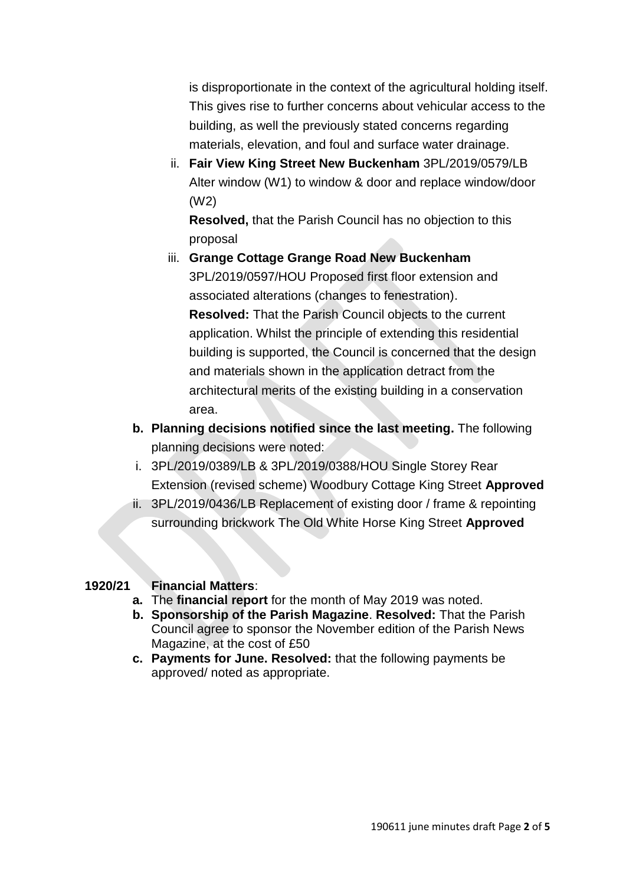is disproportionate in the context of the agricultural holding itself. This gives rise to further concerns about vehicular access to the building, as well the previously stated concerns regarding materials, elevation, and foul and surface water drainage.

ii. **Fair View King Street New Buckenham** 3PL/2019/0579/LB Alter window (W1) to window & door and replace window/door (W2)

    **Resolved,** that the Parish Council has no objection to this proposal

iii. **Grange Cottage Grange Road New Buckenham** 3PL/2019/0597/HOU Proposed first floor extension and associated alterations (changes to fenestration).

    **Resolved:** That the Parish Council objects to the current application. Whilst the principle of extending this residential building is supported, the Council is concerned that the design and materials shown in the application detract from the architectural merits of the existing building in a conservation area.

**b. Planning decisions notified since the last meeting.** The following planning decisions were noted:

i. 3PL/2019/0389/LB & 3PL/2019/0388/HOU Single Storey Rear Extension (revised scheme) Woodbury Cottage King Street **Approved**

ii. 3PL/2019/0436/LB Replacement of existing door / frame & repointing surrounding brickwork The Old White Horse King Street **Approved**

**1920/21 Financial Matters**:

**a.** The **financial report** for the month of May 2019 was noted.

**b. Sponsorship of the Parish Magazine**. **Resolved:** That the Parish Council agree to sponsor the November edition of the Parish News Magazine, at the cost of £50

**c. Payments for June. Resolved:** that the following payments be approved/ noted as appropriate.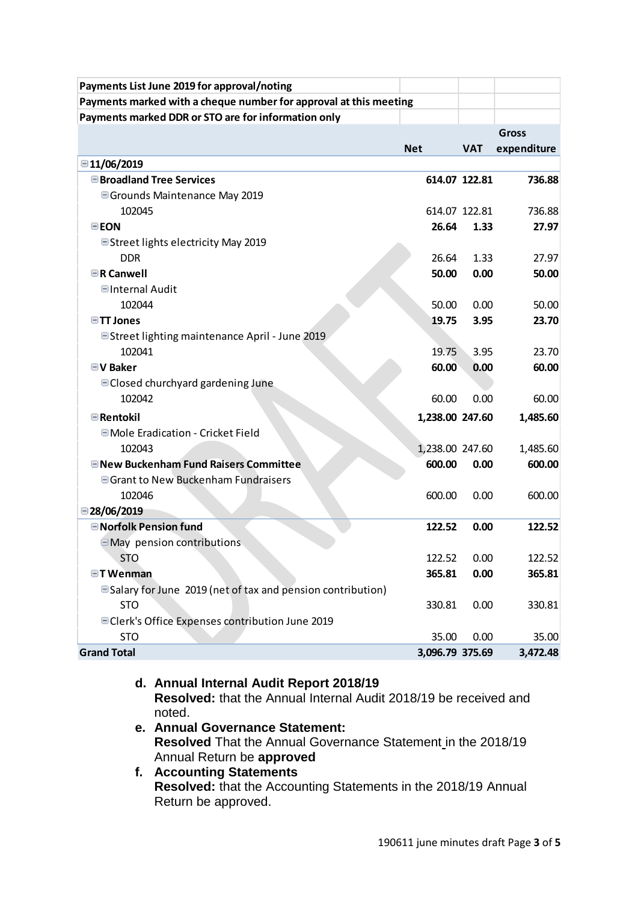| Payments List June 2019 for approval/noting | | | |
|---|---|---|---|
| Payments marked with a cheque number for approval at this meeting | | | |
| Payments marked DDR or STO are for information only | | | |
| | **Net** | **VAT** | **Gross expenditure** |
| **11/06/2019** | | | |
| **Broadland Tree Services** | **614.07** | **122.81** | **736.88** |
| Grounds Maintenance May 2019 | | | |
| 102045 | 614.07 | 122.81 | 736.88 |
| **EON** | **26.64** | **1.33** | **27.97** |
| Street lights electricity May 2019 | | | |
| DDR | 26.64 | 1.33 | 27.97 |
| **R Canwell** | **50.00** | **0.00** | **50.00** |
| Internal Audit | | | |
| 102044 | 50.00 | 0.00 | 50.00 |
| **TT Jones** | **19.75** | **3.95** | **23.70** |
| Street lighting maintenance April - June 2019 | | | |
| 102041 | 19.75 | 3.95 | 23.70 |
| **V Baker** | **60.00** | **0.00** | **60.00** |
| Closed churchyard gardening June | | | |
| 102042 | 60.00 | 0.00 | 60.00 |
| **Rentokil** | **1,238.00** | **247.60** | **1,485.60** |
| Mole Eradication - Cricket Field | | | |
| 102043 | 1,238.00 | 247.60 | 1,485.60 |
| **New Buckenham Fund Raisers Committee** | **600.00** | **0.00** | **600.00** |
| Grant to New Buckenham Fundraisers | | | |
| 102046 | 600.00 | 0.00 | 600.00 |
| **28/06/2019** | | | |
| **Norfolk Pension fund** | **122.52** | **0.00** | **122.52** |
| May pension contributions | | | |
| STO | 122.52 | 0.00 | 122.52 |
| **T Wenman** | **365.81** | **0.00** | **365.81** |
| Salary for June 2019 (net of tax and pension contribution) | | | |
| STO | 330.81 | 0.00 | 330.81 |
| Clerk's Office Expenses contribution June 2019 | | | |
| STO | 35.00 | 0.00 | 35.00 |
| **Grand Total** | **3,096.79** | **375.69** | **3,472.48** |

d. **Annual Internal Audit Report 2018/19**
   **Resolved:** that the Annual Internal Audit 2018/19 be received and noted.

e. **Annual Governance Statement:**
   **Resolved** That the Annual Governance Statement in the 2018/19 Annual Return be **approved**

f. **Accounting Statements**
   **Resolved:** that the Accounting Statements in the 2018/19 Annual Return be approved.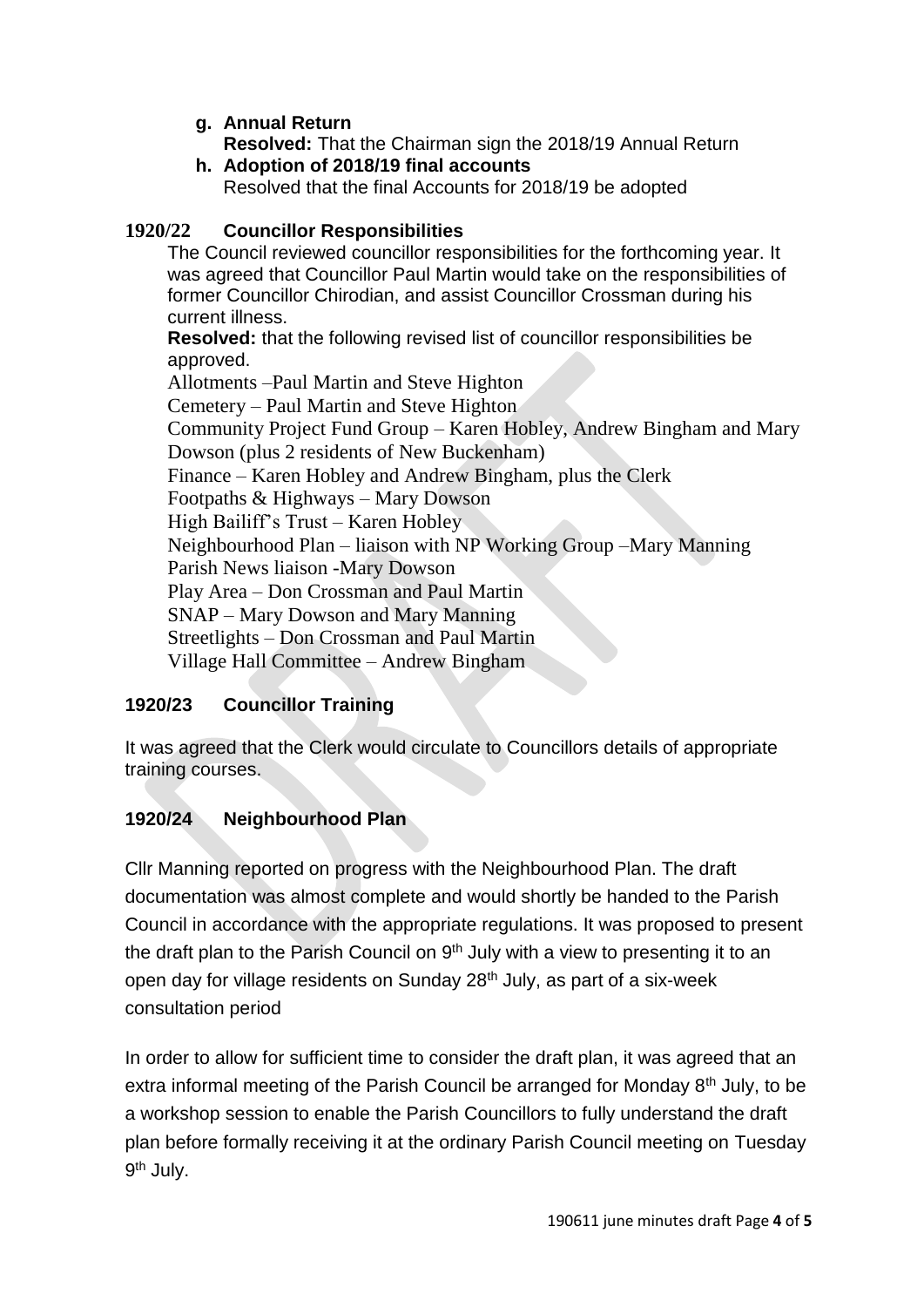**g. Annual Return**

**Resolved:** That the Chairman sign the 2018/19 Annual Return

**h. Adoption of 2018/19 final accounts**

Resolved that the final Accounts for 2018/19 be adopted

## 1920/22 Councillor Responsibilities

The Council reviewed councillor responsibilities for the forthcoming year. It was agreed that Councillor Paul Martin would take on the responsibilities of former Councillor Chirodian, and assist Councillor Crossman during his current illness.

**Resolved:** that the following revised list of councillor responsibilities be approved.

Allotments –Paul Martin and Steve Highton
Cemetery – Paul Martin and Steve Highton
Community Project Fund Group – Karen Hobley, Andrew Bingham and Mary Dowson (plus 2 residents of New Buckenham)
Finance – Karen Hobley and Andrew Bingham, plus the Clerk
Footpaths & Highways – Mary Dowson
High Bailiff's Trust – Karen Hobley
Neighbourhood Plan – liaison with NP Working Group –Mary Manning
Parish News liaison -Mary Dowson
Play Area – Don Crossman and Paul Martin
SNAP – Mary Dowson and Mary Manning
Streetlights – Don Crossman and Paul Martin
Village Hall Committee – Andrew Bingham

## 1920/23 Councillor Training

It was agreed that the Clerk would circulate to Councillors details of appropriate training courses.

## 1920/24 Neighbourhood Plan

Cllr Manning reported on progress with the Neighbourhood Plan. The draft documentation was almost complete and would shortly be handed to the Parish Council in accordance with the appropriate regulations. It was proposed to present the draft plan to the Parish Council on 9th July with a view to presenting it to an open day for village residents on Sunday 28th July, as part of a six-week consultation period

In order to allow for sufficient time to consider the draft plan, it was agreed that an extra informal meeting of the Parish Council be arranged for Monday 8th July, to be a workshop session to enable the Parish Councillors to fully understand the draft plan before formally receiving it at the ordinary Parish Council meeting on Tuesday 9th July.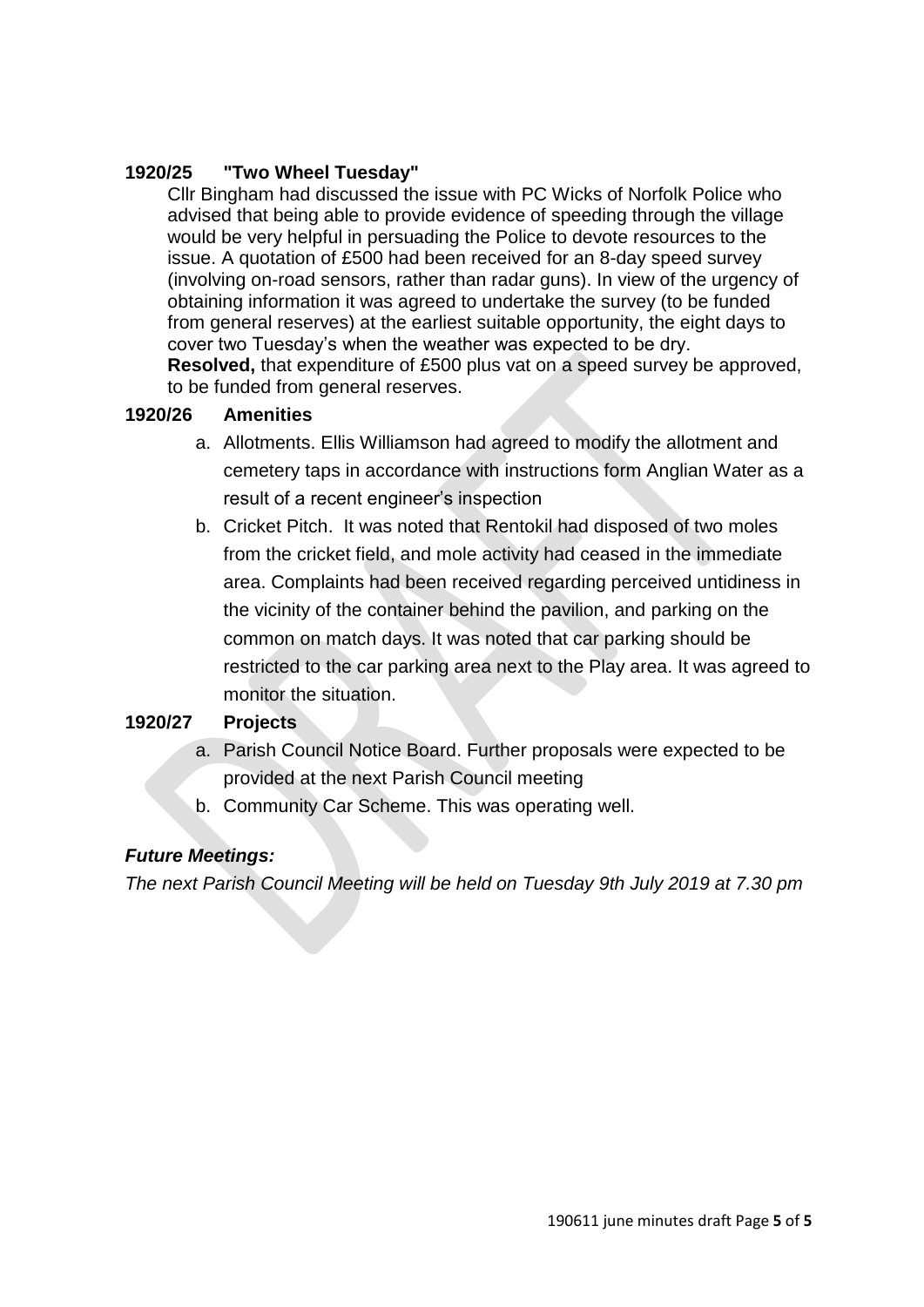**1920/25 "Two Wheel Tuesday"**

Cllr Bingham had discussed the issue with PC Wicks of Norfolk Police who advised that being able to provide evidence of speeding through the village would be very helpful in persuading the Police to devote resources to the issue. A quotation of £500 had been received for an 8-day speed survey (involving on-road sensors, rather than radar guns). In view of the urgency of obtaining information it was agreed to undertake the survey (to be funded from general reserves) at the earliest suitable opportunity, the eight days to cover two Tuesday's when the weather was expected to be dry.

**Resolved,** that expenditure of £500 plus vat on a speed survey be approved, to be funded from general reserves.

**1920/26 Amenities**

a. Allotments. Ellis Williamson had agreed to modify the allotment and cemetery taps in accordance with instructions form Anglian Water as a result of a recent engineer's inspection
b. Cricket Pitch. It was noted that Rentokil had disposed of two moles from the cricket field, and mole activity had ceased in the immediate area. Complaints had been received regarding perceived untidiness in the vicinity of the container behind the pavilion, and parking on the common on match days. It was noted that car parking should be restricted to the car parking area next to the Play area. It was agreed to monitor the situation.

**1920/27 Projects**

a. Parish Council Notice Board. Further proposals were expected to be provided at the next Parish Council meeting
b. Community Car Scheme. This was operating well.

***Future Meetings:***

*The next Parish Council Meeting will be held on Tuesday 9th July 2019 at 7.30 pm*